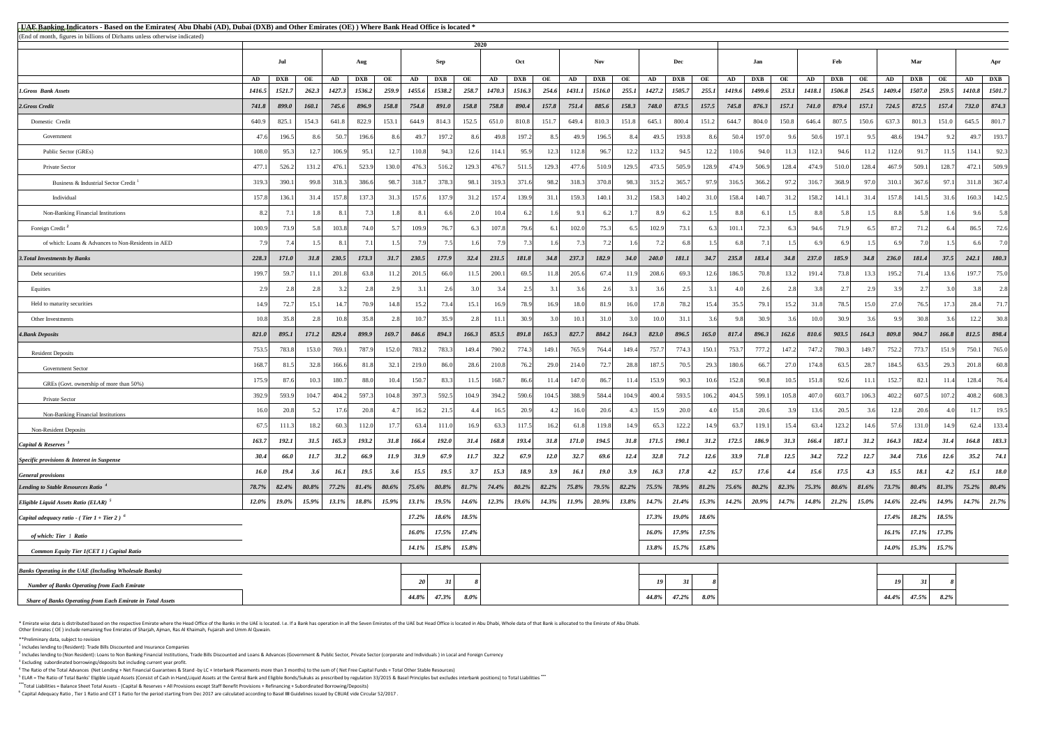# UAE Banking Indicators - Based on the Emirates( Abu Dhabi (AD), Dubai (DXB) and Other Emirates (OE) ) Where Bank Head Office is located *

(End of month, figures in billions of Dirhams unless otherwise indicated)

| | 2020 | | | | | | | | | | | | | | | | | | | | | | | | | | | | | | | | | | |
|---|---|---|---|---|---|---|---|---|---|---|---|---|---|---|---|---|---|---|---|---|---|---|---|---|---|---|---|---|---|---|---|---|---|---|---|
| | Jul | | | Aug | | | Sep | | | Oct | | | Nov | | | Dec | | | Jan | | | Feb | | | Mar | | | Apr | |
| | AD | DXB | OE | AD | DXB | OE | AD | DXB | OE | AD | DXB | OE | AD | DXB | OE | AD | DXB | OE | AD | DXB | OE | AD | DXB | OE | AD | DXB | OE | AD | DXB |
| ***1.Gross Bank Assets*** | ***1416.5*** | ***1521.7*** | ***262.3*** | ***1427.3*** | ***1536.2*** | ***259.9*** | ***1455.6*** | ***1538.2*** | ***258.7*** | ***1470.3*** | ***1516.3*** | ***254.6*** | ***1431.1*** | ***1516.0*** | ***255.1*** | ***1427.2*** | ***1505.7*** | ***255.1*** | ***1419.6*** | ***1499.6*** | ***253.1*** | ***1418.1*** | ***1506.8*** | ***254.5*** | ***1409.4*** | ***1507.0*** | ***259.5*** | ***1410.8*** | ***1501.7*** |
| ***2.Gross Credit*** | ***741.8*** | ***899.0*** | ***160.1*** | ***745.6*** | ***896.9*** | ***158.8*** | ***754.8*** | ***891.0*** | ***158.8*** | ***758.8*** | ***890.4*** | ***157.8*** | ***751.4*** | ***885.6*** | ***158.3*** | ***748.0*** | ***873.5*** | ***157.5*** | ***745.8*** | ***876.3*** | ***157.1*** | ***741.0*** | ***879.4*** | ***157.1*** | ***724.5*** | ***872.5*** | ***157.4*** | ***732.0*** | ***874.3*** |
| Domestic Credit | 640.9 | 825.1 | 154.3 | 641.8 | 822.9 | 153.1 | 644.9 | 814.3 | 152.5 | 651.0 | 810.8 | 151.7 | 649.4 | 810.3 | 151.8 | 645.1 | 800.4 | 151.2 | 644.7 | 804.0 | 150.8 | 646.4 | 807.5 | 150.6 | 637.3 | 801.3 | 151.0 | 645.5 | 801.7 |
| Government | 47.6 | 196.5 | 8.6 | 50.7 | 196.6 | 8.6 | 49.7 | 197.2 | 8.6 | 49.8 | 197.2 | 8.5 | 49.9 | 196.5 | 8.4 | 49.5 | 193.8 | 8.6 | 50.4 | 197.0 | 9.6 | 50.6 | 197.1 | 9.5 | 48.6 | 194.7 | 9.2 | 49.7 | 193.7 |
| Public Sector (GREs) | 108.0 | 95.3 | 12.7 | 106.9 | 95.1 | 12.7 | 110.8 | 94.3 | 12.6 | 114.1 | 95.9 | 12.3 | 112.8 | 96.7 | 12.2 | 113.2 | 94.5 | 12.2 | 110.6 | 94.0 | 11.3 | 112.1 | 94.6 | 11.2 | 112.0 | 91.7 | 11.5 | 114.1 | 92.3 |
| Private Sector | 477.1 | 526.2 | 131.2 | 476.1 | 523.9 | 130.0 | 476.3 | 516.2 | 129.3 | 476.7 | 511.5 | 129.3 | 477.6 | 510.9 | 129.5 | 473.5 | 505.9 | 128.9 | 474.9 | 506.9 | 128.4 | 474.9 | 510.0 | 128.4 | 467.9 | 509.1 | 128.7 | 472.1 | 509.9 |
| Business & Industrial Sector Credit [1] | 319.3 | 390.1 | 99.8 | 318.3 | 386.6 | 98.7 | 318.7 | 378.3 | 98.1 | 319.3 | 371.6 | 98.2 | 318.3 | 370.8 | 98.3 | 315.2 | 365.7 | 97.9 | 316.5 | 366.2 | 97.2 | 316.7 | 368.9 | 97.0 | 310.1 | 367.6 | 97.1 | 311.8 | 367.4 |
| Individual | 157.8 | 136.1 | 31.4 | 157.8 | 137.3 | 31.3 | 157.6 | 137.9 | 31.2 | 157.4 | 139.9 | 31.1 | 159.3 | 140.1 | 31.2 | 158.3 | 140.2 | 31.0 | 158.4 | 140.7 | 31.2 | 158.2 | 141.1 | 31.4 | 157.8 | 141.5 | 31.6 | 160.3 | 142.5 |
| Non-Banking Financial Institutions | 8.2 | 7.1 | 1.8 | 8.1 | 7.3 | 1.8 | 8.1 | 6.6 | 2.0 | 10.4 | 6.2 | 1.6 | 9.1 | 6.2 | 1.7 | 8.9 | 6.2 | 1.5 | 8.8 | 6.1 | 1.5 | 8.8 | 5.8 | 1.5 | 8.8 | 5.8 | 1.6 | 9.6 | 5.8 |
| Foreign Credit [2] | 100.9 | 73.9 | 5.8 | 103.8 | 74.0 | 5.7 | 109.9 | 76.7 | 6.3 | 107.8 | 79.6 | 6.1 | 102.0 | 75.3 | 6.5 | 102.9 | 73.1 | 6.3 | 101.1 | 72.3 | 6.3 | 94.6 | 71.9 | 6.5 | 87.2 | 71.2 | 6.4 | 86.5 | 72.6 |
| of which: Loans & Advances to Non-Residents in AED | 7.9 | 7.4 | 1.5 | 8.1 | 7.1 | 1.5 | 7.9 | 7.5 | 1.6 | 7.9 | 7.3 | 1.6 | 7.3 | 7.2 | 1.6 | 7.2 | 6.8 | 1.5 | 6.8 | 7.1 | 1.5 | 6.9 | 6.9 | 1.5 | 6.9 | 7.0 | 1.5 | 6.6 | 7.0 |
| ***3.Total Investments by Banks*** | ***228.3*** | ***171.0*** | ***31.8*** | ***230.5*** | ***173.3*** | ***31.7*** | ***230.5*** | ***177.9*** | ***32.4*** | ***231.5*** | ***181.8*** | ***34.8*** | ***237.3*** | ***182.9*** | ***34.0*** | ***240.0*** | ***181.1*** | ***34.7*** | ***235.8*** | ***183.4*** | ***34.8*** | ***237.0*** | ***185.9*** | ***34.8*** | ***236.0*** | ***181.4*** | ***37.5*** | ***242.1*** | ***180.3*** |
| Debt securities | 199.7 | 59.7 | 11.1 | 201.8 | 63.8 | 11.2 | 201.5 | 66.0 | 11.5 | 200.1 | 69.5 | 11.8 | 205.6 | 67.4 | 11.9 | 208.6 | 69.3 | 12.6 | 186.5 | 70.8 | 13.2 | 191.4 | 73.8 | 13.3 | 195.2 | 71.4 | 13.6 | 197.7 | 75.0 |
| Equities | 2.9 | 2.8 | 2.8 | 3.2 | 2.8 | 2.9 | 3.1 | 2.6 | 3.0 | 3.4 | 2.5 | 3.1 | 3.6 | 2.6 | 3.1 | 3.6 | 2.5 | 3.1 | 4.0 | 2.6 | 2.8 | 3.8 | 2.7 | 2.9 | 3.9 | 2.7 | 3.0 | 3.8 | 2.8 |
| Held to maturity securities | 14.9 | 72.7 | 15.1 | 14.7 | 70.9 | 14.8 | 15.2 | 73.4 | 15.1 | 16.9 | 78.9 | 16.9 | 18.0 | 81.9 | 16.0 | 17.8 | 78.2 | 15.4 | 35.5 | 79.1 | 15.2 | 31.8 | 78.5 | 15.0 | 27.0 | 76.5 | 17.3 | 28.4 | 71.7 |
| Other Investments | 10.8 | 35.8 | 2.8 | 10.8 | 35.8 | 2.8 | 10.7 | 35.9 | 2.8 | 11.1 | 30.9 | 3.0 | 10.1 | 31.0 | 3.0 | 10.0 | 31.1 | 3.6 | 9.8 | 30.9 | 3.6 | 10.0 | 30.9 | 3.6 | 9.9 | 30.8 | 3.6 | 12.2 | 30.8 |
| ***4.Bank Deposits*** | ***821.0*** | ***895.1*** | ***171.2*** | ***829.4*** | ***899.9*** | ***169.7*** | ***846.6*** | ***894.3*** | ***166.3*** | ***853.5*** | ***891.8*** | ***165.3*** | ***827.7*** | ***884.2*** | ***164.3*** | ***823.0*** | ***896.5*** | ***165.0*** | ***817.4*** | ***896.3*** | ***162.6*** | ***810.6*** | ***903.5*** | ***164.3*** | ***809.8*** | ***904.7*** | ***166.8*** | ***812.5*** | ***898.4*** |
| Resident Deposits | 753.5 | 783.8 | 153.0 | 769.1 | 787.9 | 152.0 | 783.2 | 783.3 | 149.4 | 790.2 | 774.3 | 149.1 | 765.9 | 764.4 | 149.4 | 757.7 | 774.3 | 150.1 | 753.7 | 777.2 | 147.2 | 747.2 | 780.3 | 149.7 | 752.2 | 773.7 | 151.9 | 750.1 | 765.0 |
| Government Sector | 168.7 | 81.5 | 32.8 | 166.6 | 81.8 | 32.1 | 219.0 | 86.0 | 28.6 | 210.8 | 76.2 | 29.0 | 214.0 | 72.7 | 28.8 | 187.5 | 70.5 | 29.3 | 180.6 | 66.7 | 27.0 | 174.8 | 63.5 | 28.7 | 184.5 | 63.5 | 29.3 | 201.8 | 60.8 |
| GREs (Govt. ownership of more than 50%) | 175.9 | 87.6 | 10.3 | 180.7 | 88.0 | 10.4 | 150.7 | 83.3 | 11.5 | 168.7 | 86.6 | 11.4 | 147.0 | 86.7 | 11.4 | 153.9 | 90.3 | 10.6 | 152.8 | 90.8 | 10.5 | 151.8 | 92.6 | 11.1 | 152.7 | 82.1 | 11.4 | 128.4 | 76.4 |
| Private Sector | 392.9 | 593.9 | 104.7 | 404.2 | 597.3 | 104.8 | 397.3 | 592.5 | 104.9 | 394.2 | 590.6 | 104.5 | 388.9 | 584.4 | 104.9 | 400.4 | 593.5 | 106.2 | 404.5 | 599.1 | 105.8 | 407.0 | 603.7 | 106.3 | 402.2 | 607.5 | 107.2 | 408.2 | 608.3 |
| Non-Banking Financial Institutions | 16.0 | 20.8 | 5.2 | 17.6 | 20.8 | 4.7 | 16.2 | 21.5 | 4.4 | 16.5 | 20.9 | 4.2 | 16.0 | 20.6 | 4.3 | 15.9 | 20.0 | 4.0 | 15.8 | 20.6 | 3.9 | 13.6 | 20.5 | 3.6 | 12.8 | 20.6 | 4.0 | 11.7 | 19.5 |
| Non-Resident Deposits | 67.5 | 111.3 | 18.2 | 60.3 | 112.0 | 17.7 | 63.4 | 111.0 | 16.9 | 63.3 | 117.5 | 16.2 | 61.8 | 119.8 | 14.9 | 65.3 | 122.2 | 14.9 | 63.7 | 119.1 | 15.4 | 63.4 | 123.2 | 14.6 | 57.6 | 131.0 | 14.9 | 62.4 | 133.4 |
| *Capital & Reserves* [3] | *163.7* | *192.1* | *31.5* | *165.3* | *193.2* | *31.8* | *166.4* | *192.0* | *31.4* | *168.8* | *193.4* | *31.8* | *171.0* | *194.5* | *31.8* | *171.5* | *190.1* | *31.2* | *172.5* | *186.9* | *31.3* | *166.4* | *187.1* | *31.2* | *164.3* | *182.4* | *31.4* | *164.8* | *183.3* |
| *Specific provisions & Interest in Suspense* | *30.4* | *66.0* | *11.7* | *31.2* | *66.9* | *11.9* | *31.9* | *67.9* | *11.7* | *32.2* | *67.9* | *12.0* | *32.7* | *69.6* | *12.4* | *32.8* | *71.2* | *12.6* | *33.9* | *71.8* | *12.5* | *34.2* | *72.2* | *12.7* | *34.4* | *73.6* | *12.6* | *35.2* | *74.1* |
| *General provisions* | *16.0* | *19.4* | *3.6* | *16.1* | *19.5* | *3.6* | *15.5* | *19.5* | *3.7* | *15.3* | *18.9* | *3.9* | *16.1* | *19.0* | *3.9* | *16.3* | *17.8* | *4.2* | *15.7* | *17.6* | *4.4* | *15.6* | *17.5* | *4.3* | *15.5* | *18.1* | *4.2* | *15.1* | *18.0* |
| *Lending to Stable Resources Ratio* [4] | *78.7%* | *82.4%* | *80.8%* | *77.2%* | *81.4%* | *80.6%* | *75.6%* | *80.8%* | *81.7%* | *74.4%* | *80.2%* | *82.2%* | *75.8%* | *79.5%* | *82.2%* | *75.5%* | *78.9%* | *81.2%* | *75.6%* | *80.2%* | *82.3%* | *75.3%* | *80.6%* | *81.6%* | *73.7%* | *80.4%* | *81.3%* | *75.2%* | *80.4%* |
| *Eligible Liquid Assets Ratio (ELAR)* [5] | *12.0%* | *19.0%* | *15.9%* | *13.1%* | *18.8%* | *15.9%* | *13.1%* | *19.5%* | *14.6%* | *12.3%* | *19.6%* | *14.3%* | *11.9%* | *20.9%* | *13.8%* | *14.7%* | *21.4%* | *15.3%* | *14.2%* | *20.9%* | *14.7%* | *14.8%* | *21.2%* | *15.0%* | *14.6%* | *22.4%* | *14.9%* | *14.7%* | *21.7%* |
| *Capital adequacy ratio - ( Tier 1 + Tier 2 )* [6] | | | | | | | *17.2%* | *18.6%* | *18.5%* | | | | | | | *17.3%* | *19.0%* | *18.6%* | | | | | | | *17.4%* | *18.2%* | *18.5%* | | |
| *of which: Tier 1 Ratio* | | | | | | | *16.0%* | *17.5%* | *17.4%* | | | | | | | *16.0%* | *17.9%* | *17.5%* | | | | | | | *16.1%* | *17.1%* | *17.3%* | | |
| *Common Equity Tier 1(CET 1 ) Capital Ratio* | | | | | | | *14.1%* | *15.8%* | *15.8%* | | | | | | | *13.8%* | *15.7%* | *15.8%* | | | | | | | *14.0%* | *15.3%* | *15.7%* | | |
| *Banks Operating in the UAE (Including Wholesale Banks)* | | | | | | | | | | | | | | | | | | | | | | | | | | | | | |
| *Number of Banks Operating from Each Emirate* | | | | | | | *20* | *31* | *8* | | | | | | | *19* | *31* | *8* | | | | | | | *19* | *31* | *8* | | |
| *Share of Banks Operating from Each Emirate in Total Assets* | | | | | | | *44.8%* | *47.3%* | *8.0%* | | | | | | | *44.8%* | *47.2%* | *8.0%* | | | | | | | *44.4%* | *47.5%* | *8.2%* | | |

\* Emirate wise data is distributed based on the respective Emirate where the Head Office of the Banks in the UAE is located. I.e. If a Bank has operation in all the Seven Emirates of the UAE but Head Office is located in Abu Dhabi, Whole data of that Bank is allocated to the Emirate of Abu Dhabi.
Other Emirates ( OE ) include remaining five Emirates of Sharjah, Ajman, Ras Al Khaimah, Fujairah and Umm Al Quwain.

**Preliminary data, subject to revision

[1] Includes lending to (Resident): Trade Bills Discounted and Insurance Companies

[2] Includes lending to (Non Resident): Loans to Non Banking Financial Institutions, Trade Bills Discounted and Loans & Advances (Government & Public Sector, Private Sector (corporate and individuals ) in Local and Foreign Currency

[3] Excluding subordinated borrowings/deposits but including current year profit.

[4] The Ratio of the Total Advances (Net Lending + Net Financial Guarantees & Stand -by LC + Interbank Placements more than 3 months) to the sum of ( Net Free Capital Funds + Total Other Stable Resources)

[5] ELAR = The Ratio of Total Banks' Eligible Liquid Assets (Consist of Cash in Hand,Liquid Assets at the Central Bank and Eligible Bonds/Sukuks as prescribed by regulation 33/2015 & Basel Principles but excludes interbank positions) to Total Liabilities ***

***Total Liabilities = Balance Sheet Total Assets - (Capital & Reserves + All Provisions except Staff Benefit Provisions + Refinancing + Subordinated Borrowing/Deposits)

[6] Capital Adequacy Ratio , Tier 1 Ratio and CET 1 Ratio for the period starting from Dec 2017 are calculated according to Basel III Guidelines issued by CBUAE vide Circular 52/2017 .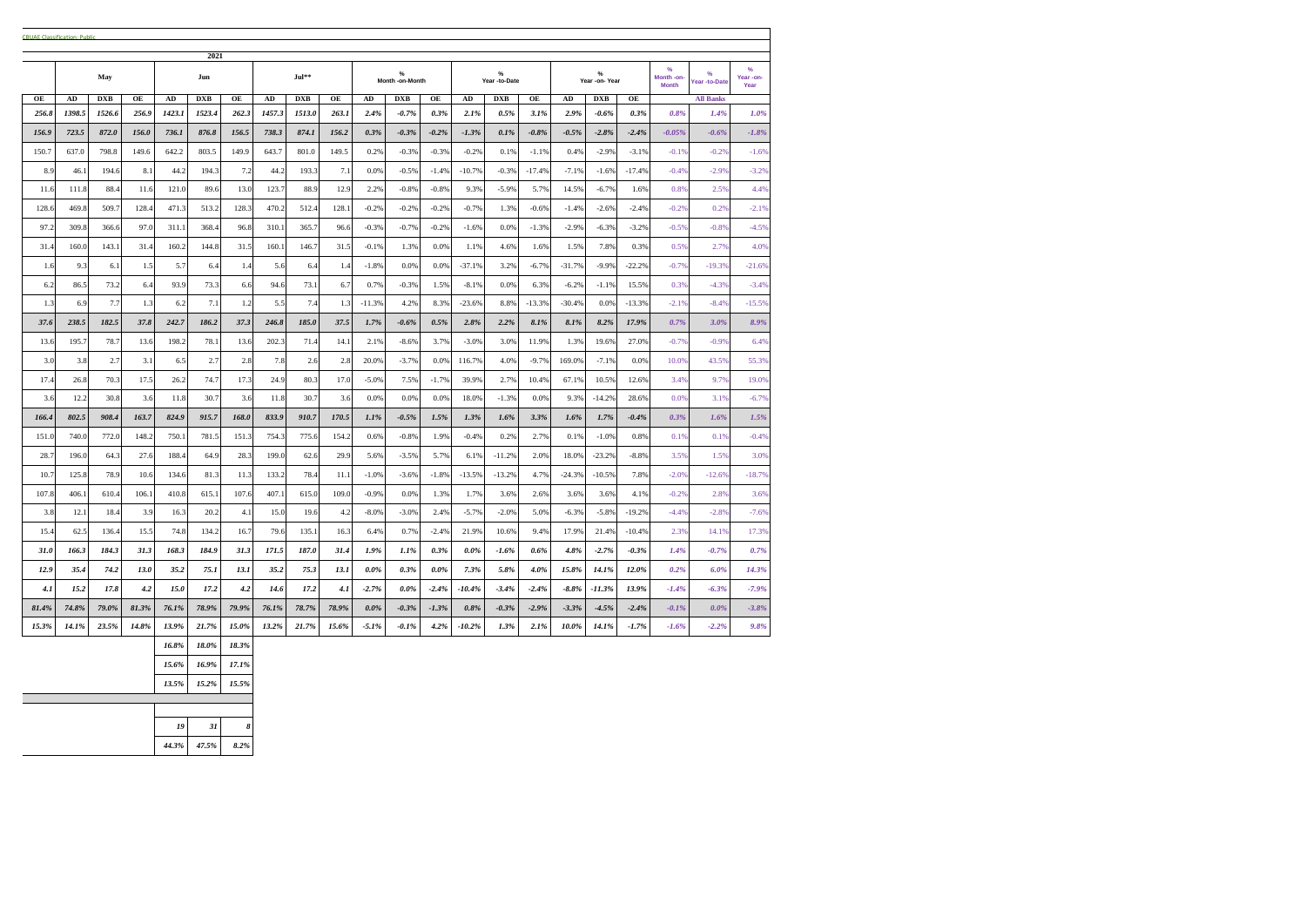CBUAE Classification: Public

| | 2021 | | | | | | | | | | | | | | | | | | | | |
|---|---|---|---|---|---|---|---|---|---|---|---|---|---|---|---|---|---|---|---|---|---|
| | May | | | Jun | | | Jul** | | | % Month -on-Month | | | % Year -to-Date | | | % Year -on- Year | | | % Month -on-Month | % Year -to-Date | % Year -on-Year |
| OE | AD | DXB | OE | AD | DXB | OE | AD | DXB | OE | AD | DXB | OE | AD | DXB | OE | AD | DXB | OE | All Banks | | |
| *256.8* | *1398.5* | *1526.6* | *256.9* | *1423.1* | *1523.4* | *262.3* | *1457.3* | *1513.0* | *263.1* | *2.4%* | *-0.7%* | *0.3%* | *2.1%* | *0.5%* | *3.1%* | *2.9%* | *-0.6%* | *0.3%* | *0.8%* | *1.4%* | *1.0%* |
| *156.9* | *723.5* | *872.0* | *156.0* | *736.1* | *876.8* | *156.5* | *738.3* | *874.1* | *156.2* | *0.3%* | *-0.3%* | *-0.2%* | *-1.3%* | *0.1%* | *-0.8%* | *-0.5%* | *-2.8%* | *-2.4%* | *-0.05%* | *-0.6%* | *-1.8%* |
| 150.7 | 637.0 | 798.8 | 149.6 | 642.2 | 803.5 | 149.9 | 643.7 | 801.0 | 149.5 | 0.2% | -0.3% | -0.3% | -0.2% | 0.1% | -1.1% | 0.4% | -2.9% | -3.1% | -0.1% | -0.2% | -1.6% |
| 8.9 | 46.1 | 194.6 | 8.1 | 44.2 | 194.3 | 7.2 | 44.2 | 193.3 | 7.1 | 0.0% | -0.5% | -1.4% | -10.7% | -0.3% | -17.4% | -7.1% | -1.6% | -17.4% | -0.4% | -2.9% | -3.2% |
| 11.6 | 111.8 | 88.4 | 11.6 | 121.0 | 89.6 | 13.0 | 123.7 | 88.9 | 12.9 | 2.2% | -0.8% | -0.8% | 9.3% | -5.9% | 5.7% | 14.5% | -6.7% | 1.6% | 0.8% | 2.5% | 4.4% |
| 128.6 | 469.8 | 509.7 | 128.4 | 471.3 | 513.2 | 128.3 | 470.2 | 512.4 | 128.1 | -0.2% | -0.2% | -0.2% | -0.7% | 1.3% | -0.6% | -1.4% | -2.6% | -2.4% | -0.2% | 0.2% | -2.1% |
| 97.2 | 309.8 | 366.6 | 97.0 | 311.1 | 368.4 | 96.8 | 310.1 | 365.7 | 96.6 | -0.3% | -0.7% | -0.2% | -1.6% | 0.0% | -1.3% | -2.9% | -6.3% | -3.2% | -0.5% | -0.8% | -4.5% |
| 31.4 | 160.0 | 143.1 | 31.4 | 160.2 | 144.8 | 31.5 | 160.1 | 146.7 | 31.5 | -0.1% | 1.3% | 0.0% | 1.1% | 4.6% | 1.6% | 1.5% | 7.8% | 0.3% | 0.5% | 2.7% | 4.0% |
| 1.6 | 9.3 | 6.1 | 1.5 | 5.7 | 6.4 | 1.4 | 5.6 | 6.4 | 1.4 | -1.8% | 0.0% | 0.0% | -37.1% | 3.2% | -6.7% | -31.7% | -9.9% | -22.2% | -0.7% | -19.3% | -21.6% |
| 6.2 | 86.5 | 73.2 | 6.4 | 93.9 | 73.3 | 6.6 | 94.6 | 73.1 | 6.7 | 0.7% | -0.3% | 1.5% | -8.1% | 0.0% | 6.3% | -6.2% | -1.1% | 15.5% | 0.3% | -4.3% | -3.4% |
| 1.3 | 6.9 | 7.7 | 1.3 | 6.2 | 7.1 | 1.2 | 5.5 | 7.4 | 1.3 | -11.3% | 4.2% | 8.3% | -23.6% | 8.8% | -13.3% | -30.4% | 0.0% | -13.3% | -2.1% | -8.4% | -15.5% |
| *37.6* | *238.5* | *182.5* | *37.8* | *242.7* | *186.2* | *37.3* | *246.8* | *185.0* | *37.5* | *1.7%* | *-0.6%* | *0.5%* | *2.8%* | *2.2%* | *8.1%* | *8.1%* | *8.2%* | *17.9%* | *0.7%* | *3.0%* | *8.9%* |
| 13.6 | 195.7 | 78.7 | 13.6 | 198.2 | 78.1 | 13.6 | 202.3 | 71.4 | 14.1 | 2.1% | -8.6% | 3.7% | -3.0% | 3.0% | 11.9% | 1.3% | 19.6% | 27.0% | -0.7% | -0.9% | 6.4% |
| 3.0 | 3.8 | 2.7 | 3.1 | 6.5 | 2.7 | 2.8 | 7.8 | 2.6 | 2.8 | 20.0% | -3.7% | 0.0% | 116.7% | 4.0% | -9.7% | 169.0% | -7.1% | 0.0% | 10.0% | 43.5% | 55.3% |
| 17.4 | 26.8 | 70.3 | 17.5 | 26.2 | 74.7 | 17.3 | 24.9 | 80.3 | 17.0 | -5.0% | 7.5% | -1.7% | 39.9% | 2.7% | 10.4% | 67.1% | 10.5% | 12.6% | 3.4% | 9.7% | 19.0% |
| 3.6 | 12.2 | 30.8 | 3.6 | 11.8 | 30.7 | 3.6 | 11.8 | 30.7 | 3.6 | 0.0% | 0.0% | 0.0% | 18.0% | -1.3% | 0.0% | 9.3% | -14.2% | 28.6% | 0.0% | 3.1% | -6.7% |
| *166.4* | *802.5* | *908.4* | *163.7* | *824.9* | *915.7* | *168.0* | *833.9* | *910.7* | *170.5* | *1.1%* | *-0.5%* | *1.5%* | *1.3%* | *1.6%* | *3.3%* | *1.6%* | *1.7%* | *-0.4%* | *0.3%* | *1.6%* | *1.5%* |
| 151.0 | 740.0 | 772.0 | 148.2 | 750.1 | 781.5 | 151.3 | 754.3 | 775.6 | 154.2 | 0.6% | -0.8% | 1.9% | -0.4% | 0.2% | 2.7% | 0.1% | -1.0% | 0.8% | 0.1% | 0.1% | -0.4% |
| 28.7 | 196.0 | 64.3 | 27.6 | 188.4 | 64.9 | 28.3 | 199.0 | 62.6 | 29.9 | 5.6% | -3.5% | 5.7% | 6.1% | -11.2% | 2.0% | 18.0% | -23.2% | -8.8% | 3.5% | 1.5% | 3.0% |
| 10.7 | 125.8 | 78.9 | 10.6 | 134.6 | 81.3 | 11.3 | 133.2 | 78.4 | 11.1 | -1.0% | -3.6% | -1.8% | -13.5% | -13.2% | 4.7% | -24.3% | -10.5% | 7.8% | -2.0% | -12.6% | -18.7% |
| 107.8 | 406.1 | 610.4 | 106.1 | 410.8 | 615.1 | 107.6 | 407.1 | 615.0 | 109.0 | -0.9% | 0.0% | 1.3% | 1.7% | 3.6% | 2.6% | 3.6% | 3.6% | 4.1% | -0.2% | 2.8% | 3.6% |
| 3.8 | 12.1 | 18.4 | 3.9 | 16.3 | 20.2 | 4.1 | 15.0 | 19.6 | 4.2 | -8.0% | -3.0% | 2.4% | -5.7% | -2.0% | 5.0% | -6.3% | -5.8% | -19.2% | -4.4% | -2.8% | -7.6% |
| 15.4 | 62.5 | 136.4 | 15.5 | 74.8 | 134.2 | 16.7 | 79.6 | 135.1 | 16.3 | 6.4% | 0.7% | -2.4% | 21.9% | 10.6% | 9.4% | 17.9% | 21.4% | -10.4% | 2.3% | 14.1% | 17.3% |
| *31.0* | *166.3* | *184.3* | *31.3* | *168.3* | *184.9* | *31.3* | *171.5* | *187.0* | *31.4* | *1.9%* | *1.1%* | *0.3%* | *0.0%* | *-1.6%* | *0.6%* | *4.8%* | *-2.7%* | *-0.3%* | *1.4%* | *-0.7%* | *0.7%* |
| *12.9* | *35.4* | *74.2* | *13.0* | *35.2* | *75.1* | *13.1* | *35.2* | *75.3* | *13.1* | *0.0%* | *0.3%* | *0.0%* | *7.3%* | *5.8%* | *4.0%* | *15.8%* | *14.1%* | *12.0%* | *0.2%* | *6.0%* | *14.3%* |
| *4.1* | *15.2* | *17.8* | *4.2* | *15.0* | *17.2* | *4.2* | *14.6* | *17.2* | *4.1* | *-2.7%* | *0.0%* | *-2.4%* | *-10.4%* | *-3.4%* | *-2.4%* | *-8.8%* | *-11.3%* | *13.9%* | *-1.4%* | *-6.3%* | *-7.9%* |
| *81.4%* | *74.8%* | *79.0%* | *81.3%* | *76.1%* | *78.9%* | *79.9%* | *76.1%* | *78.7%* | *78.9%* | *0.0%* | *-0.3%* | *-1.3%* | *0.8%* | *-0.3%* | *-2.9%* | *-3.3%* | *-4.5%* | *-2.4%* | *-0.1%* | *0.0%* | *-3.8%* |
| *15.3%* | *14.1%* | *23.5%* | *14.8%* | *13.9%* | *21.7%* | *15.0%* | *13.2%* | *21.7%* | *15.6%* | *-5.1%* | *-0.1%* | *4.2%* | *-10.2%* | *1.3%* | *2.1%* | *10.0%* | *14.1%* | *-1.7%* | *-1.6%* | *-2.2%* | *9.8%* |
| | | | | *16.8%* | *18.0%* | *18.3%* | | | | | | | | | | | | | | | |
| | | | | *15.6%* | *16.9%* | *17.1%* | | | | | | | | | | | | | | | |
| | | | | *13.5%* | *15.2%* | *15.5%* | | | | | | | | | | | | | | | |
| | | | | | | | | | | | | | | | | | | | | | |
| | | | | *19* | *31* | *8* | | | | | | | | | | | | | | | |
| | | | | *44.3%* | *47.5%* | *8.2%* | | | | | | | | | | | | | | | |